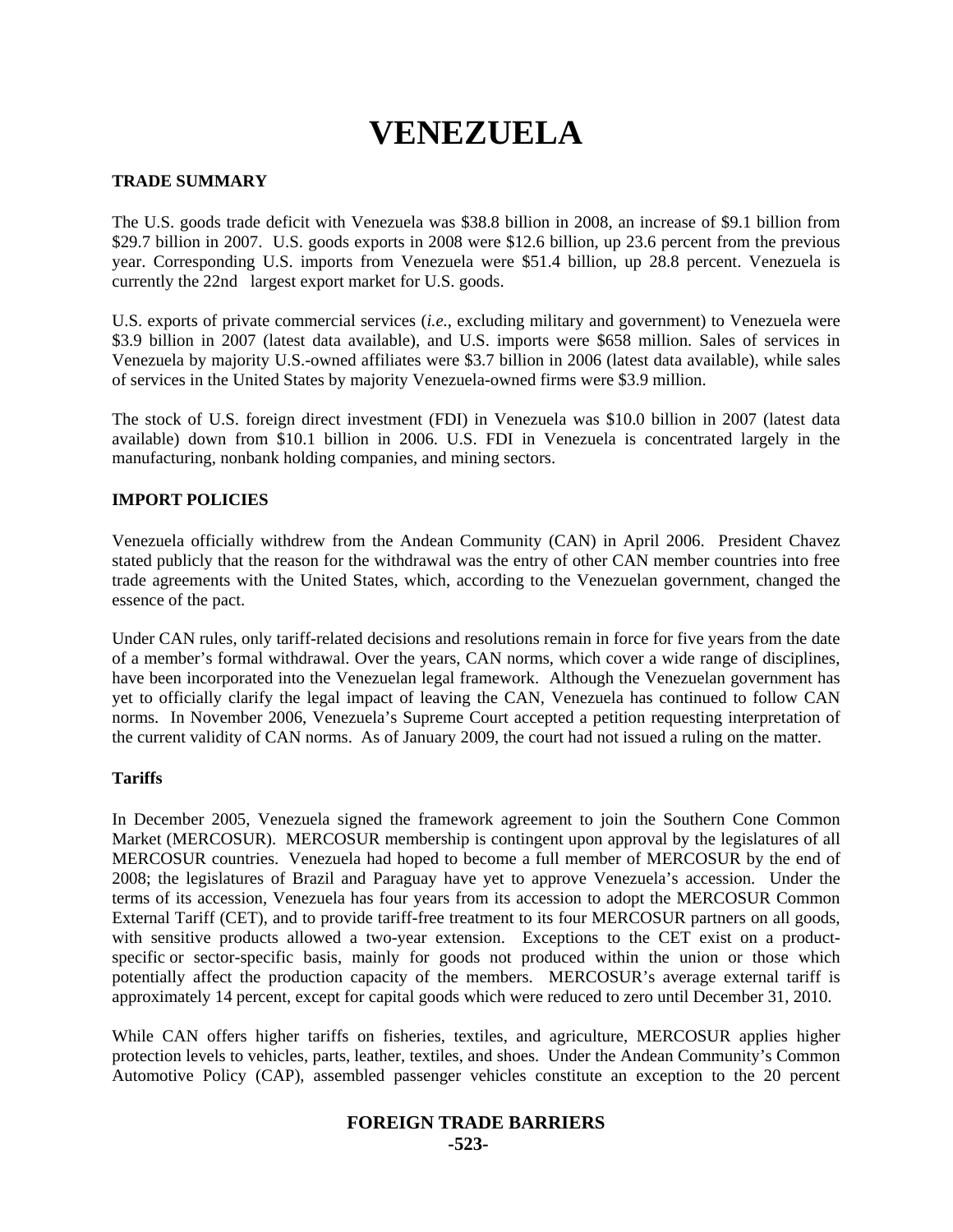# VENEZUELA

**TRADE SUMMARY**

The U.S. goods trade deficit with Venezuela was $38.8 billion in 2008, an increase of $9.1 billion from $29.7 billion in 2007. U.S. goods exports in 2008 were $12.6 billion, up 23.6 percent from the previous year. Corresponding U.S. imports from Venezuela were $51.4 billion, up 28.8 percent. Venezuela is currently the 22nd largest export market for U.S. goods.

U.S. exports of private commercial services (*i.e.*, excluding military and government) to Venezuela were $3.9 billion in 2007 (latest data available), and U.S. imports were $658 million. Sales of services in Venezuela by majority U.S.-owned affiliates were $3.7 billion in 2006 (latest data available), while sales of services in the United States by majority Venezuela-owned firms were $3.9 million.

The stock of U.S. foreign direct investment (FDI) in Venezuela was $10.0 billion in 2007 (latest data available) down from $10.1 billion in 2006. U.S. FDI in Venezuela is concentrated largely in the manufacturing, nonbank holding companies, and mining sectors.

**IMPORT POLICIES**

Venezuela officially withdrew from the Andean Community (CAN) in April 2006. President Chavez stated publicly that the reason for the withdrawal was the entry of other CAN member countries into free trade agreements with the United States, which, according to the Venezuelan government, changed the essence of the pact.

Under CAN rules, only tariff-related decisions and resolutions remain in force for five years from the date of a member's formal withdrawal. Over the years, CAN norms, which cover a wide range of disciplines, have been incorporated into the Venezuelan legal framework. Although the Venezuelan government has yet to officially clarify the legal impact of leaving the CAN, Venezuela has continued to follow CAN norms. In November 2006, Venezuela's Supreme Court accepted a petition requesting interpretation of the current validity of CAN norms. As of January 2009, the court had not issued a ruling on the matter.

**Tariffs**

In December 2005, Venezuela signed the framework agreement to join the Southern Cone Common Market (MERCOSUR). MERCOSUR membership is contingent upon approval by the legislatures of all MERCOSUR countries. Venezuela had hoped to become a full member of MERCOSUR by the end of 2008; the legislatures of Brazil and Paraguay have yet to approve Venezuela's accession. Under the terms of its accession, Venezuela has four years from its accession to adopt the MERCOSUR Common External Tariff (CET), and to provide tariff-free treatment to its four MERCOSUR partners on all goods, with sensitive products allowed a two-year extension. Exceptions to the CET exist on a product-specific or sector-specific basis, mainly for goods not produced within the union or those which potentially affect the production capacity of the members. MERCOSUR's average external tariff is approximately 14 percent, except for capital goods which were reduced to zero until December 31, 2010.

While CAN offers higher tariffs on fisheries, textiles, and agriculture, MERCOSUR applies higher protection levels to vehicles, parts, leather, textiles, and shoes. Under the Andean Community's Common Automotive Policy (CAP), assembled passenger vehicles constitute an exception to the 20 percent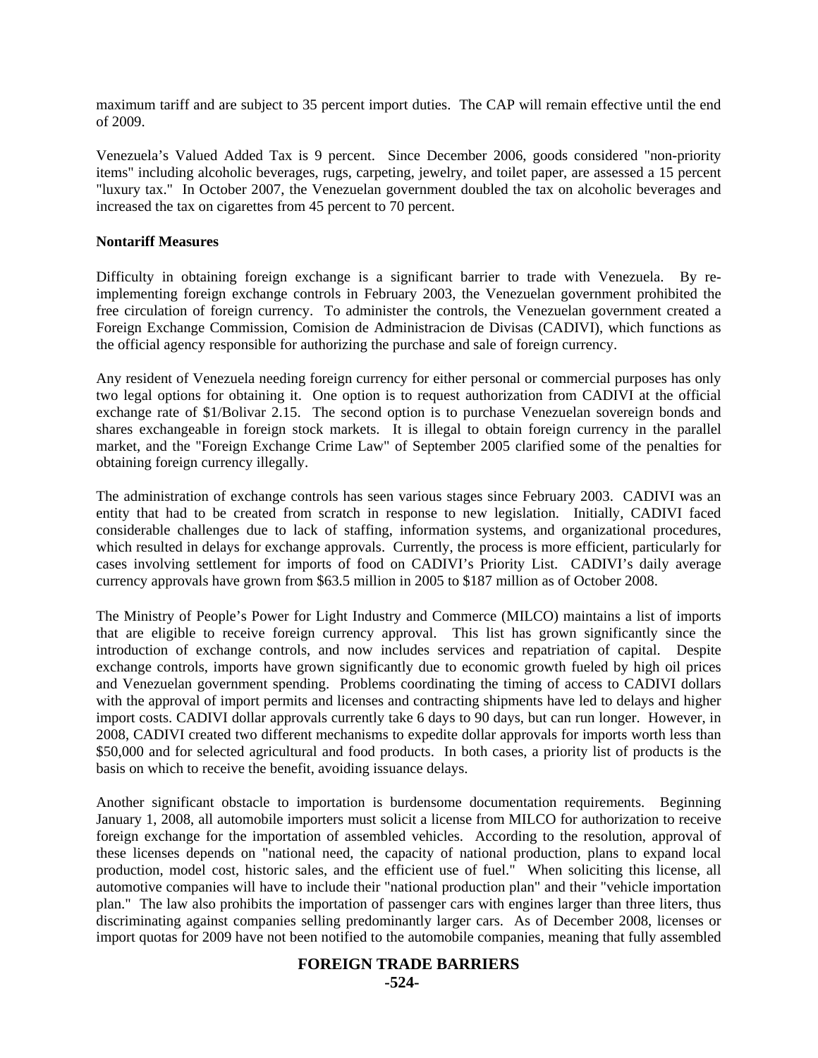maximum tariff and are subject to 35 percent import duties. The CAP will remain effective until the end of 2009.

Venezuela's Valued Added Tax is 9 percent. Since December 2006, goods considered "non-priority items" including alcoholic beverages, rugs, carpeting, jewelry, and toilet paper, are assessed a 15 percent "luxury tax." In October 2007, the Venezuelan government doubled the tax on alcoholic beverages and increased the tax on cigarettes from 45 percent to 70 percent.

**Nontariff Measures**

Difficulty in obtaining foreign exchange is a significant barrier to trade with Venezuela. By re-implementing foreign exchange controls in February 2003, the Venezuelan government prohibited the free circulation of foreign currency. To administer the controls, the Venezuelan government created a Foreign Exchange Commission, Comision de Administracion de Divisas (CADIVI), which functions as the official agency responsible for authorizing the purchase and sale of foreign currency.

Any resident of Venezuela needing foreign currency for either personal or commercial purposes has only two legal options for obtaining it. One option is to request authorization from CADIVI at the official exchange rate of $1/Bolivar 2.15. The second option is to purchase Venezuelan sovereign bonds and shares exchangeable in foreign stock markets. It is illegal to obtain foreign currency in the parallel market, and the "Foreign Exchange Crime Law" of September 2005 clarified some of the penalties for obtaining foreign currency illegally.

The administration of exchange controls has seen various stages since February 2003. CADIVI was an entity that had to be created from scratch in response to new legislation. Initially, CADIVI faced considerable challenges due to lack of staffing, information systems, and organizational procedures, which resulted in delays for exchange approvals. Currently, the process is more efficient, particularly for cases involving settlement for imports of food on CADIVI's Priority List. CADIVI's daily average currency approvals have grown from $63.5 million in 2005 to $187 million as of October 2008.

The Ministry of People's Power for Light Industry and Commerce (MILCO) maintains a list of imports that are eligible to receive foreign currency approval. This list has grown significantly since the introduction of exchange controls, and now includes services and repatriation of capital. Despite exchange controls, imports have grown significantly due to economic growth fueled by high oil prices and Venezuelan government spending. Problems coordinating the timing of access to CADIVI dollars with the approval of import permits and licenses and contracting shipments have led to delays and higher import costs. CADIVI dollar approvals currently take 6 days to 90 days, but can run longer. However, in 2008, CADIVI created two different mechanisms to expedite dollar approvals for imports worth less than $50,000 and for selected agricultural and food products. In both cases, a priority list of products is the basis on which to receive the benefit, avoiding issuance delays.

Another significant obstacle to importation is burdensome documentation requirements. Beginning January 1, 2008, all automobile importers must solicit a license from MILCO for authorization to receive foreign exchange for the importation of assembled vehicles. According to the resolution, approval of these licenses depends on "national need, the capacity of national production, plans to expand local production, model cost, historic sales, and the efficient use of fuel." When soliciting this license, all automotive companies will have to include their "national production plan" and their "vehicle importation plan." The law also prohibits the importation of passenger cars with engines larger than three liters, thus discriminating against companies selling predominantly larger cars. As of December 2008, licenses or import quotas for 2009 have not been notified to the automobile companies, meaning that fully assembled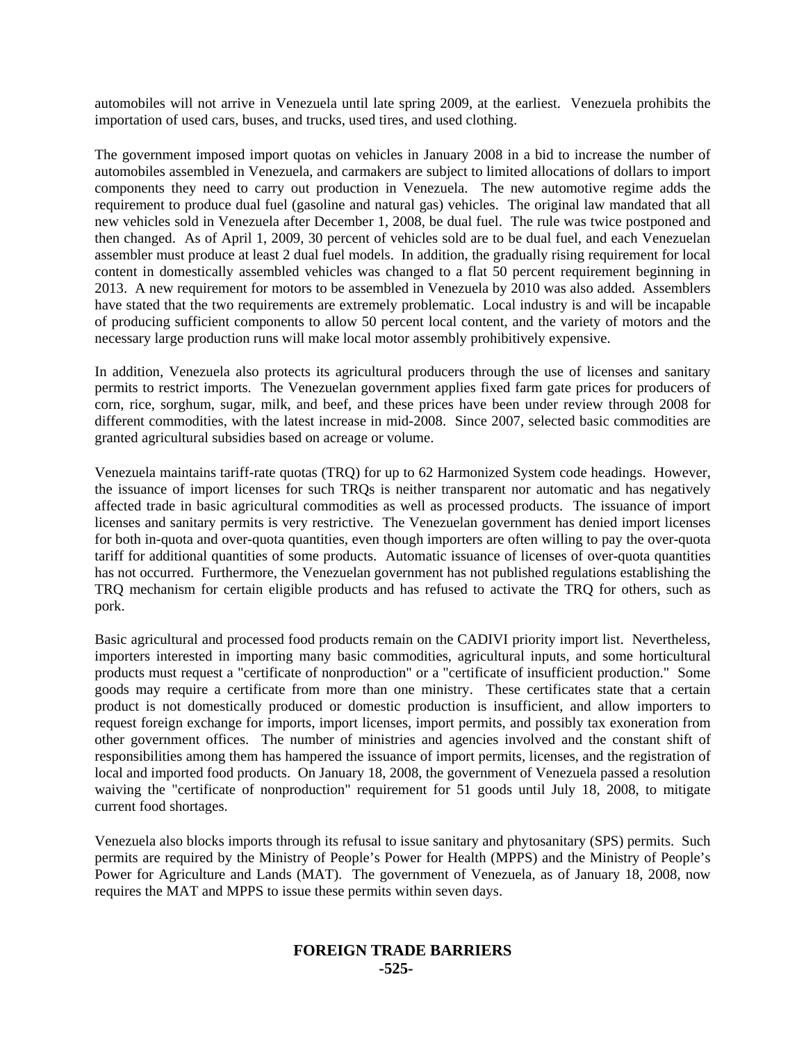automobiles will not arrive in Venezuela until late spring 2009, at the earliest. Venezuela prohibits the importation of used cars, buses, and trucks, used tires, and used clothing.

The government imposed import quotas on vehicles in January 2008 in a bid to increase the number of automobiles assembled in Venezuela, and carmakers are subject to limited allocations of dollars to import components they need to carry out production in Venezuela. The new automotive regime adds the requirement to produce dual fuel (gasoline and natural gas) vehicles. The original law mandated that all new vehicles sold in Venezuela after December 1, 2008, be dual fuel. The rule was twice postponed and then changed. As of April 1, 2009, 30 percent of vehicles sold are to be dual fuel, and each Venezuelan assembler must produce at least 2 dual fuel models. In addition, the gradually rising requirement for local content in domestically assembled vehicles was changed to a flat 50 percent requirement beginning in 2013. A new requirement for motors to be assembled in Venezuela by 2010 was also added. Assemblers have stated that the two requirements are extremely problematic. Local industry is and will be incapable of producing sufficient components to allow 50 percent local content, and the variety of motors and the necessary large production runs will make local motor assembly prohibitively expensive.

In addition, Venezuela also protects its agricultural producers through the use of licenses and sanitary permits to restrict imports. The Venezuelan government applies fixed farm gate prices for producers of corn, rice, sorghum, sugar, milk, and beef, and these prices have been under review through 2008 for different commodities, with the latest increase in mid-2008. Since 2007, selected basic commodities are granted agricultural subsidies based on acreage or volume.

Venezuela maintains tariff-rate quotas (TRQ) for up to 62 Harmonized System code headings. However, the issuance of import licenses for such TRQs is neither transparent nor automatic and has negatively affected trade in basic agricultural commodities as well as processed products. The issuance of import licenses and sanitary permits is very restrictive. The Venezuelan government has denied import licenses for both in-quota and over-quota quantities, even though importers are often willing to pay the over-quota tariff for additional quantities of some products. Automatic issuance of licenses of over-quota quantities has not occurred. Furthermore, the Venezuelan government has not published regulations establishing the TRQ mechanism for certain eligible products and has refused to activate the TRQ for others, such as pork.

Basic agricultural and processed food products remain on the CADIVI priority import list. Nevertheless, importers interested in importing many basic commodities, agricultural inputs, and some horticultural products must request a "certificate of nonproduction" or a "certificate of insufficient production." Some goods may require a certificate from more than one ministry. These certificates state that a certain product is not domestically produced or domestic production is insufficient, and allow importers to request foreign exchange for imports, import licenses, import permits, and possibly tax exoneration from other government offices. The number of ministries and agencies involved and the constant shift of responsibilities among them has hampered the issuance of import permits, licenses, and the registration of local and imported food products. On January 18, 2008, the government of Venezuela passed a resolution waiving the "certificate of nonproduction" requirement for 51 goods until July 18, 2008, to mitigate current food shortages.

Venezuela also blocks imports through its refusal to issue sanitary and phytosanitary (SPS) permits. Such permits are required by the Ministry of People's Power for Health (MPPS) and the Ministry of People's Power for Agriculture and Lands (MAT). The government of Venezuela, as of January 18, 2008, now requires the MAT and MPPS to issue these permits within seven days.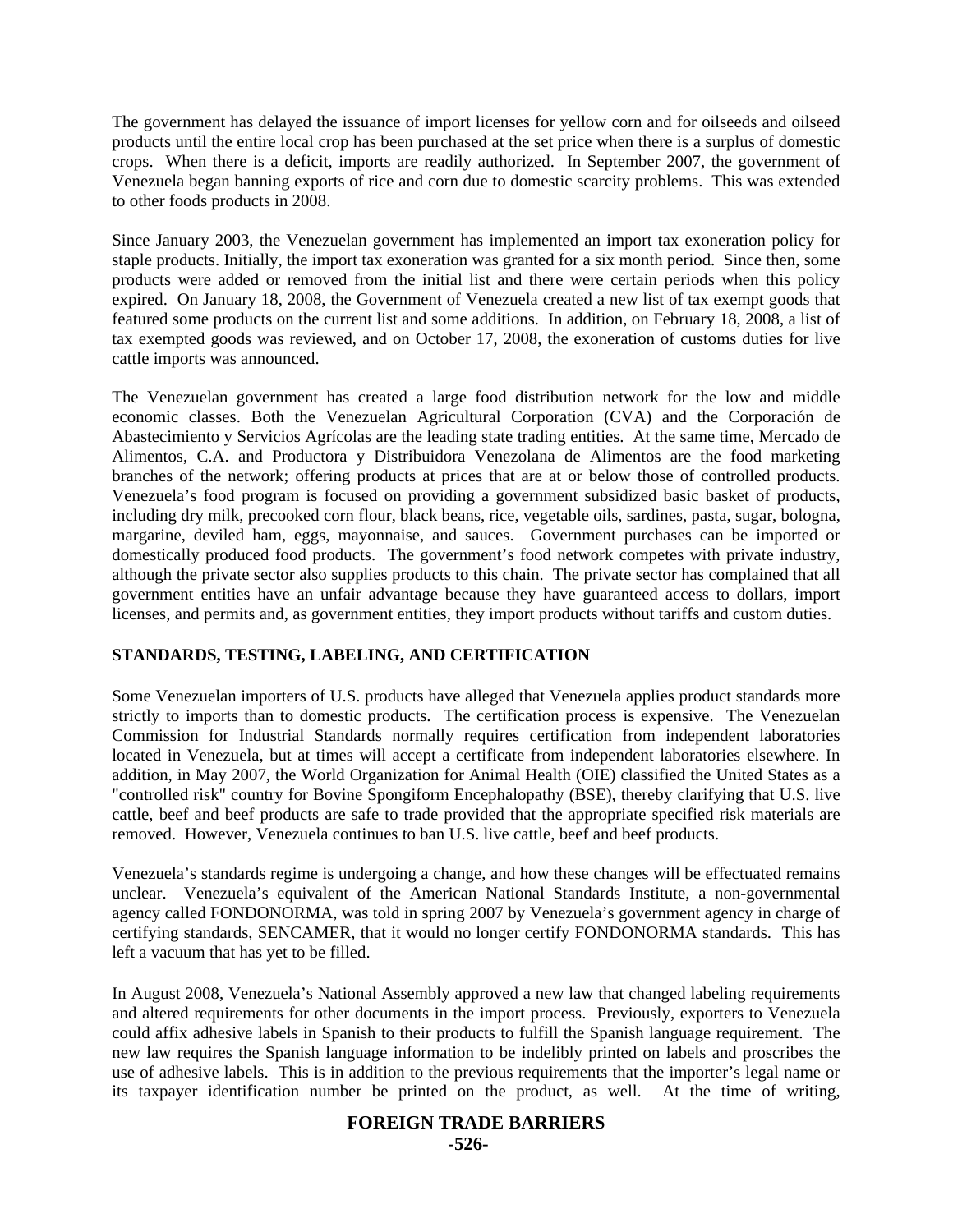The government has delayed the issuance of import licenses for yellow corn and for oilseeds and oilseed products until the entire local crop has been purchased at the set price when there is a surplus of domestic crops. When there is a deficit, imports are readily authorized. In September 2007, the government of Venezuela began banning exports of rice and corn due to domestic scarcity problems. This was extended to other foods products in 2008.

Since January 2003, the Venezuelan government has implemented an import tax exoneration policy for staple products. Initially, the import tax exoneration was granted for a six month period. Since then, some products were added or removed from the initial list and there were certain periods when this policy expired. On January 18, 2008, the Government of Venezuela created a new list of tax exempt goods that featured some products on the current list and some additions. In addition, on February 18, 2008, a list of tax exempted goods was reviewed, and on October 17, 2008, the exoneration of customs duties for live cattle imports was announced.

The Venezuelan government has created a large food distribution network for the low and middle economic classes. Both the Venezuelan Agricultural Corporation (CVA) and the Corporación de Abastecimiento y Servicios Agrícolas are the leading state trading entities. At the same time, Mercado de Alimentos, C.A. and Productora y Distribuidora Venezolana de Alimentos are the food marketing branches of the network; offering products at prices that are at or below those of controlled products. Venezuela's food program is focused on providing a government subsidized basic basket of products, including dry milk, precooked corn flour, black beans, rice, vegetable oils, sardines, pasta, sugar, bologna, margarine, deviled ham, eggs, mayonnaise, and sauces. Government purchases can be imported or domestically produced food products. The government's food network competes with private industry, although the private sector also supplies products to this chain. The private sector has complained that all government entities have an unfair advantage because they have guaranteed access to dollars, import licenses, and permits and, as government entities, they import products without tariffs and custom duties.

**STANDARDS, TESTING, LABELING, AND CERTIFICATION**

Some Venezuelan importers of U.S. products have alleged that Venezuela applies product standards more strictly to imports than to domestic products. The certification process is expensive. The Venezuelan Commission for Industrial Standards normally requires certification from independent laboratories located in Venezuela, but at times will accept a certificate from independent laboratories elsewhere. In addition, in May 2007, the World Organization for Animal Health (OIE) classified the United States as a "controlled risk" country for Bovine Spongiform Encephalopathy (BSE), thereby clarifying that U.S. live cattle, beef and beef products are safe to trade provided that the appropriate specified risk materials are removed. However, Venezuela continues to ban U.S. live cattle, beef and beef products.

Venezuela's standards regime is undergoing a change, and how these changes will be effectuated remains unclear. Venezuela's equivalent of the American National Standards Institute, a non-governmental agency called FONDONORMA, was told in spring 2007 by Venezuela's government agency in charge of certifying standards, SENCAMER, that it would no longer certify FONDONORMA standards. This has left a vacuum that has yet to be filled.

In August 2008, Venezuela's National Assembly approved a new law that changed labeling requirements and altered requirements for other documents in the import process. Previously, exporters to Venezuela could affix adhesive labels in Spanish to their products to fulfill the Spanish language requirement. The new law requires the Spanish language information to be indelibly printed on labels and proscribes the use of adhesive labels. This is in addition to the previous requirements that the importer's legal name or its taxpayer identification number be printed on the product, as well. At the time of writing,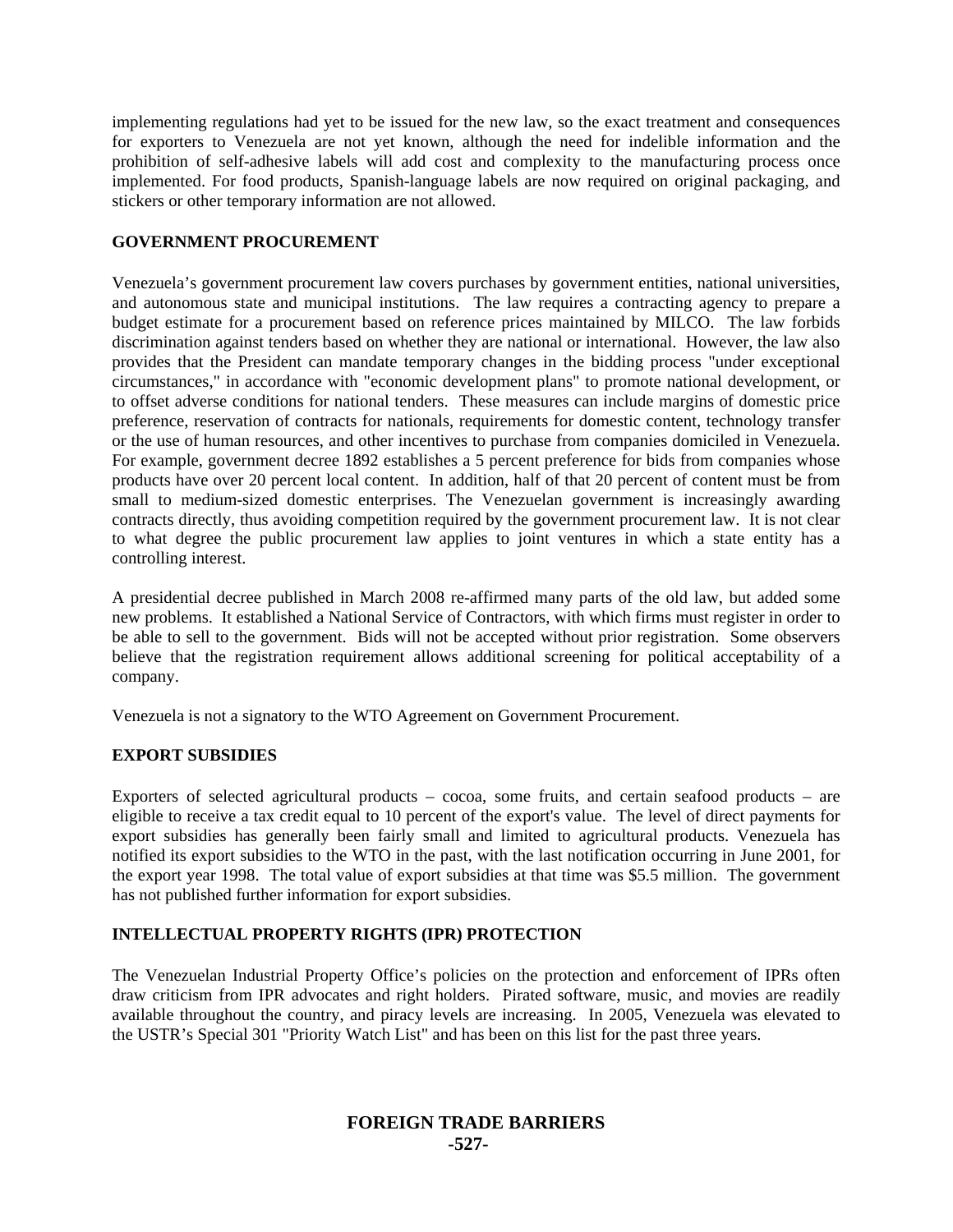implementing regulations had yet to be issued for the new law, so the exact treatment and consequences for exporters to Venezuela are not yet known, although the need for indelible information and the prohibition of self-adhesive labels will add cost and complexity to the manufacturing process once implemented. For food products, Spanish-language labels are now required on original packaging, and stickers or other temporary information are not allowed.

## GOVERNMENT PROCUREMENT

Venezuela's government procurement law covers purchases by government entities, national universities, and autonomous state and municipal institutions. The law requires a contracting agency to prepare a budget estimate for a procurement based on reference prices maintained by MILCO. The law forbids discrimination against tenders based on whether they are national or international. However, the law also provides that the President can mandate temporary changes in the bidding process "under exceptional circumstances," in accordance with "economic development plans" to promote national development, or to offset adverse conditions for national tenders. These measures can include margins of domestic price preference, reservation of contracts for nationals, requirements for domestic content, technology transfer or the use of human resources, and other incentives to purchase from companies domiciled in Venezuela. For example, government decree 1892 establishes a 5 percent preference for bids from companies whose products have over 20 percent local content. In addition, half of that 20 percent of content must be from small to medium-sized domestic enterprises. The Venezuelan government is increasingly awarding contracts directly, thus avoiding competition required by the government procurement law. It is not clear to what degree the public procurement law applies to joint ventures in which a state entity has a controlling interest.

A presidential decree published in March 2008 re-affirmed many parts of the old law, but added some new problems. It established a National Service of Contractors, with which firms must register in order to be able to sell to the government. Bids will not be accepted without prior registration. Some observers believe that the registration requirement allows additional screening for political acceptability of a company.

Venezuela is not a signatory to the WTO Agreement on Government Procurement.

## EXPORT SUBSIDIES

Exporters of selected agricultural products – cocoa, some fruits, and certain seafood products – are eligible to receive a tax credit equal to 10 percent of the export's value. The level of direct payments for export subsidies has generally been fairly small and limited to agricultural products. Venezuela has notified its export subsidies to the WTO in the past, with the last notification occurring in June 2001, for the export year 1998. The total value of export subsidies at that time was $5.5 million. The government has not published further information for export subsidies.

## INTELLECTUAL PROPERTY RIGHTS (IPR) PROTECTION

The Venezuelan Industrial Property Office's policies on the protection and enforcement of IPRs often draw criticism from IPR advocates and right holders. Pirated software, music, and movies are readily available throughout the country, and piracy levels are increasing. In 2005, Venezuela was elevated to the USTR's Special 301 "Priority Watch List" and has been on this list for the past three years.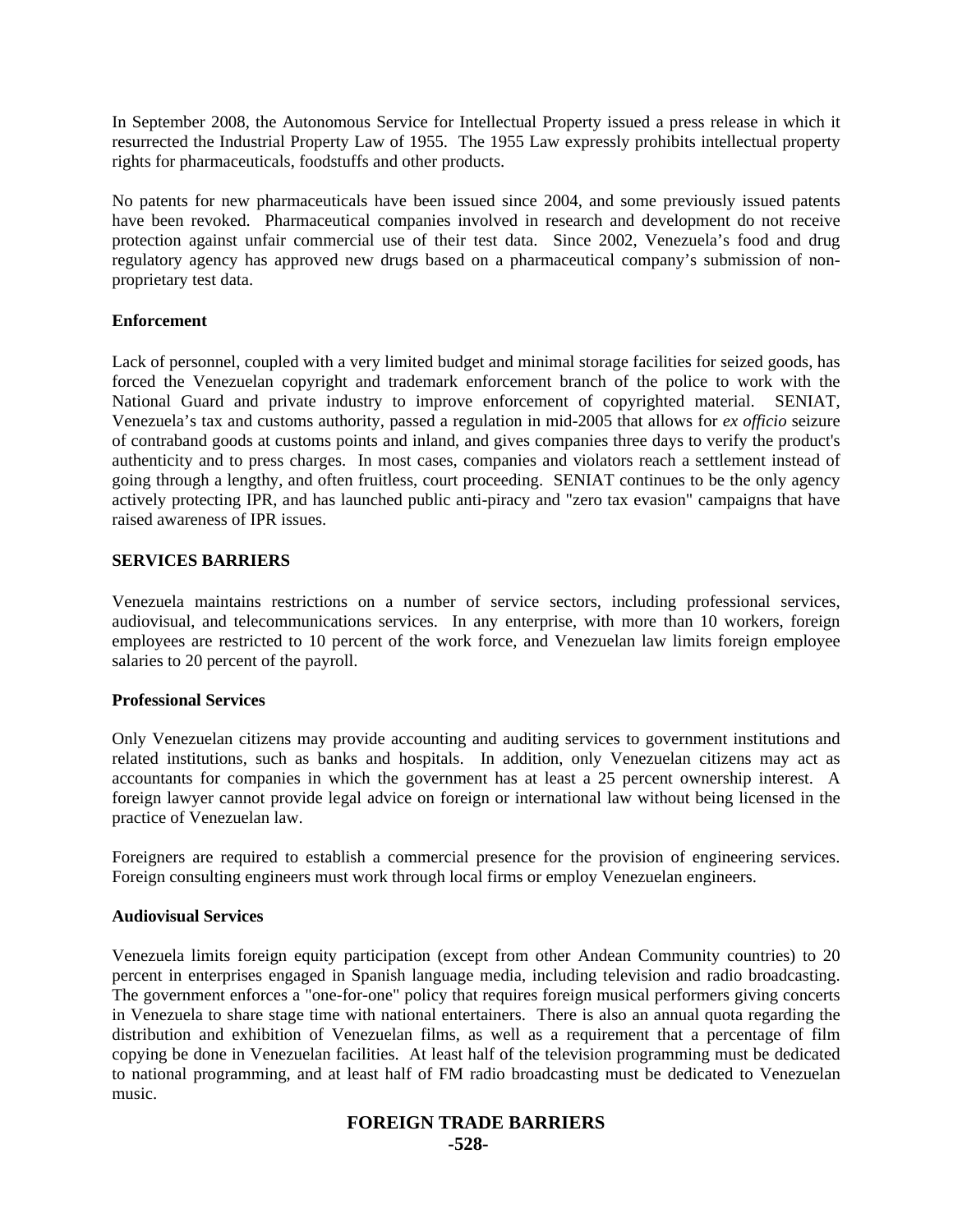In September 2008, the Autonomous Service for Intellectual Property issued a press release in which it resurrected the Industrial Property Law of 1955. The 1955 Law expressly prohibits intellectual property rights for pharmaceuticals, foodstuffs and other products.

No patents for new pharmaceuticals have been issued since 2004, and some previously issued patents have been revoked. Pharmaceutical companies involved in research and development do not receive protection against unfair commercial use of their test data. Since 2002, Venezuela's food and drug regulatory agency has approved new drugs based on a pharmaceutical company's submission of non-proprietary test data.

**Enforcement**

Lack of personnel, coupled with a very limited budget and minimal storage facilities for seized goods, has forced the Venezuelan copyright and trademark enforcement branch of the police to work with the National Guard and private industry to improve enforcement of copyrighted material. SENIAT, Venezuela's tax and customs authority, passed a regulation in mid-2005 that allows for *ex officio* seizure of contraband goods at customs points and inland, and gives companies three days to verify the product's authenticity and to press charges. In most cases, companies and violators reach a settlement instead of going through a lengthy, and often fruitless, court proceeding. SENIAT continues to be the only agency actively protecting IPR, and has launched public anti-piracy and "zero tax evasion" campaigns that have raised awareness of IPR issues.

## SERVICES BARRIERS

Venezuela maintains restrictions on a number of service sectors, including professional services, audiovisual, and telecommunications services. In any enterprise, with more than 10 workers, foreign employees are restricted to 10 percent of the work force, and Venezuelan law limits foreign employee salaries to 20 percent of the payroll.

**Professional Services**

Only Venezuelan citizens may provide accounting and auditing services to government institutions and related institutions, such as banks and hospitals. In addition, only Venezuelan citizens may act as accountants for companies in which the government has at least a 25 percent ownership interest. A foreign lawyer cannot provide legal advice on foreign or international law without being licensed in the practice of Venezuelan law.

Foreigners are required to establish a commercial presence for the provision of engineering services. Foreign consulting engineers must work through local firms or employ Venezuelan engineers.

**Audiovisual Services**

Venezuela limits foreign equity participation (except from other Andean Community countries) to 20 percent in enterprises engaged in Spanish language media, including television and radio broadcasting. The government enforces a "one-for-one" policy that requires foreign musical performers giving concerts in Venezuela to share stage time with national entertainers. There is also an annual quota regarding the distribution and exhibition of Venezuelan films, as well as a requirement that a percentage of film copying be done in Venezuelan facilities. At least half of the television programming must be dedicated to national programming, and at least half of FM radio broadcasting must be dedicated to Venezuelan music.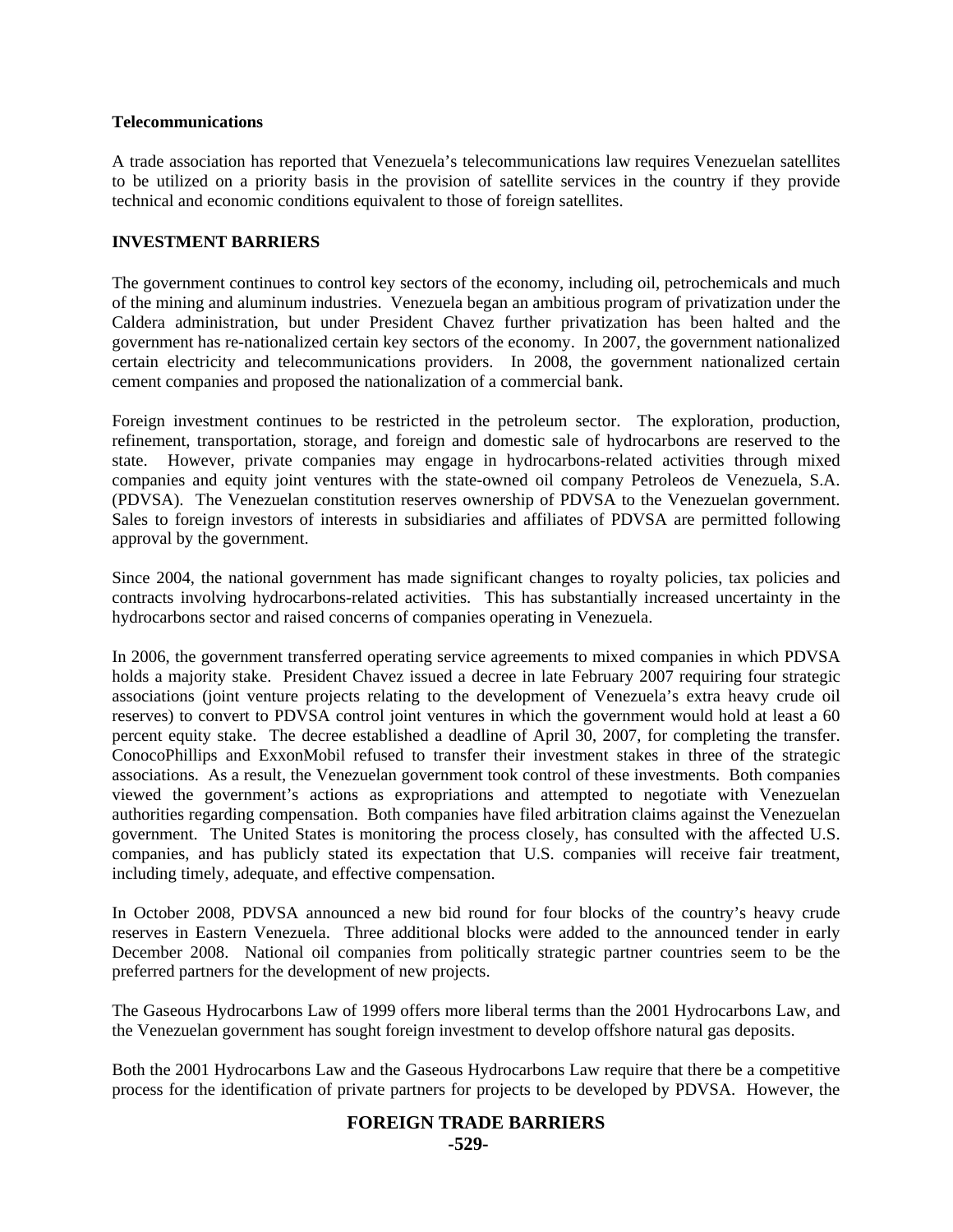**Telecommunications**

A trade association has reported that Venezuela's telecommunications law requires Venezuelan satellites to be utilized on a priority basis in the provision of satellite services in the country if they provide technical and economic conditions equivalent to those of foreign satellites.

## INVESTMENT BARRIERS

The government continues to control key sectors of the economy, including oil, petrochemicals and much of the mining and aluminum industries. Venezuela began an ambitious program of privatization under the Caldera administration, but under President Chavez further privatization has been halted and the government has re-nationalized certain key sectors of the economy. In 2007, the government nationalized certain electricity and telecommunications providers. In 2008, the government nationalized certain cement companies and proposed the nationalization of a commercial bank.

Foreign investment continues to be restricted in the petroleum sector. The exploration, production, refinement, transportation, storage, and foreign and domestic sale of hydrocarbons are reserved to the state. However, private companies may engage in hydrocarbons-related activities through mixed companies and equity joint ventures with the state-owned oil company Petroleos de Venezuela, S.A. (PDVSA). The Venezuelan constitution reserves ownership of PDVSA to the Venezuelan government. Sales to foreign investors of interests in subsidiaries and affiliates of PDVSA are permitted following approval by the government.

Since 2004, the national government has made significant changes to royalty policies, tax policies and contracts involving hydrocarbons-related activities. This has substantially increased uncertainty in the hydrocarbons sector and raised concerns of companies operating in Venezuela.

In 2006, the government transferred operating service agreements to mixed companies in which PDVSA holds a majority stake. President Chavez issued a decree in late February 2007 requiring four strategic associations (joint venture projects relating to the development of Venezuela's extra heavy crude oil reserves) to convert to PDVSA control joint ventures in which the government would hold at least a 60 percent equity stake. The decree established a deadline of April 30, 2007, for completing the transfer. ConocoPhillips and ExxonMobil refused to transfer their investment stakes in three of the strategic associations. As a result, the Venezuelan government took control of these investments. Both companies viewed the government's actions as expropriations and attempted to negotiate with Venezuelan authorities regarding compensation. Both companies have filed arbitration claims against the Venezuelan government. The United States is monitoring the process closely, has consulted with the affected U.S. companies, and has publicly stated its expectation that U.S. companies will receive fair treatment, including timely, adequate, and effective compensation.

In October 2008, PDVSA announced a new bid round for four blocks of the country's heavy crude reserves in Eastern Venezuela. Three additional blocks were added to the announced tender in early December 2008. National oil companies from politically strategic partner countries seem to be the preferred partners for the development of new projects.

The Gaseous Hydrocarbons Law of 1999 offers more liberal terms than the 2001 Hydrocarbons Law, and the Venezuelan government has sought foreign investment to develop offshore natural gas deposits.

Both the 2001 Hydrocarbons Law and the Gaseous Hydrocarbons Law require that there be a competitive process for the identification of private partners for projects to be developed by PDVSA. However, the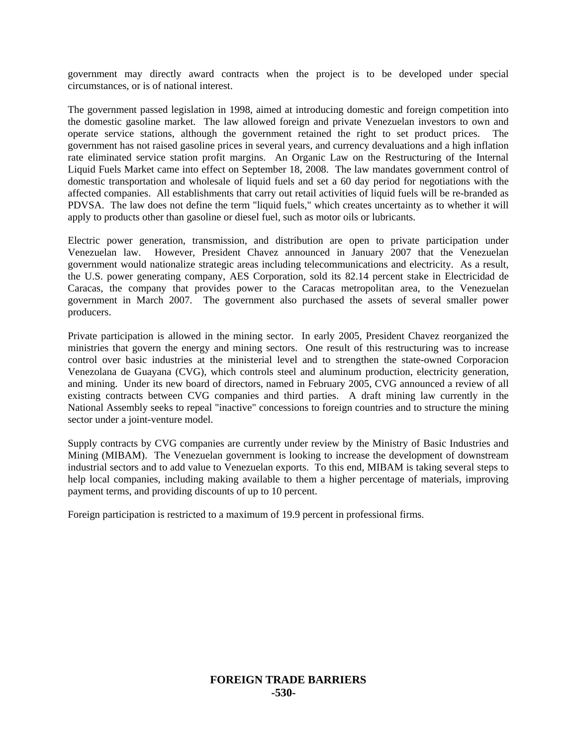government may directly award contracts when the project is to be developed under special circumstances, or is of national interest.

The government passed legislation in 1998, aimed at introducing domestic and foreign competition into the domestic gasoline market. The law allowed foreign and private Venezuelan investors to own and operate service stations, although the government retained the right to set product prices. The government has not raised gasoline prices in several years, and currency devaluations and a high inflation rate eliminated service station profit margins. An Organic Law on the Restructuring of the Internal Liquid Fuels Market came into effect on September 18, 2008. The law mandates government control of domestic transportation and wholesale of liquid fuels and set a 60 day period for negotiations with the affected companies. All establishments that carry out retail activities of liquid fuels will be re-branded as PDVSA. The law does not define the term "liquid fuels," which creates uncertainty as to whether it will apply to products other than gasoline or diesel fuel, such as motor oils or lubricants.

Electric power generation, transmission, and distribution are open to private participation under Venezuelan law. However, President Chavez announced in January 2007 that the Venezuelan government would nationalize strategic areas including telecommunications and electricity. As a result, the U.S. power generating company, AES Corporation, sold its 82.14 percent stake in Electricidad de Caracas, the company that provides power to the Caracas metropolitan area, to the Venezuelan government in March 2007. The government also purchased the assets of several smaller power producers.

Private participation is allowed in the mining sector. In early 2005, President Chavez reorganized the ministries that govern the energy and mining sectors. One result of this restructuring was to increase control over basic industries at the ministerial level and to strengthen the state-owned Corporacion Venezolana de Guayana (CVG), which controls steel and aluminum production, electricity generation, and mining. Under its new board of directors, named in February 2005, CVG announced a review of all existing contracts between CVG companies and third parties. A draft mining law currently in the National Assembly seeks to repeal "inactive" concessions to foreign countries and to structure the mining sector under a joint-venture model.

Supply contracts by CVG companies are currently under review by the Ministry of Basic Industries and Mining (MIBAM). The Venezuelan government is looking to increase the development of downstream industrial sectors and to add value to Venezuelan exports. To this end, MIBAM is taking several steps to help local companies, including making available to them a higher percentage of materials, improving payment terms, and providing discounts of up to 10 percent.

Foreign participation is restricted to a maximum of 19.9 percent in professional firms.